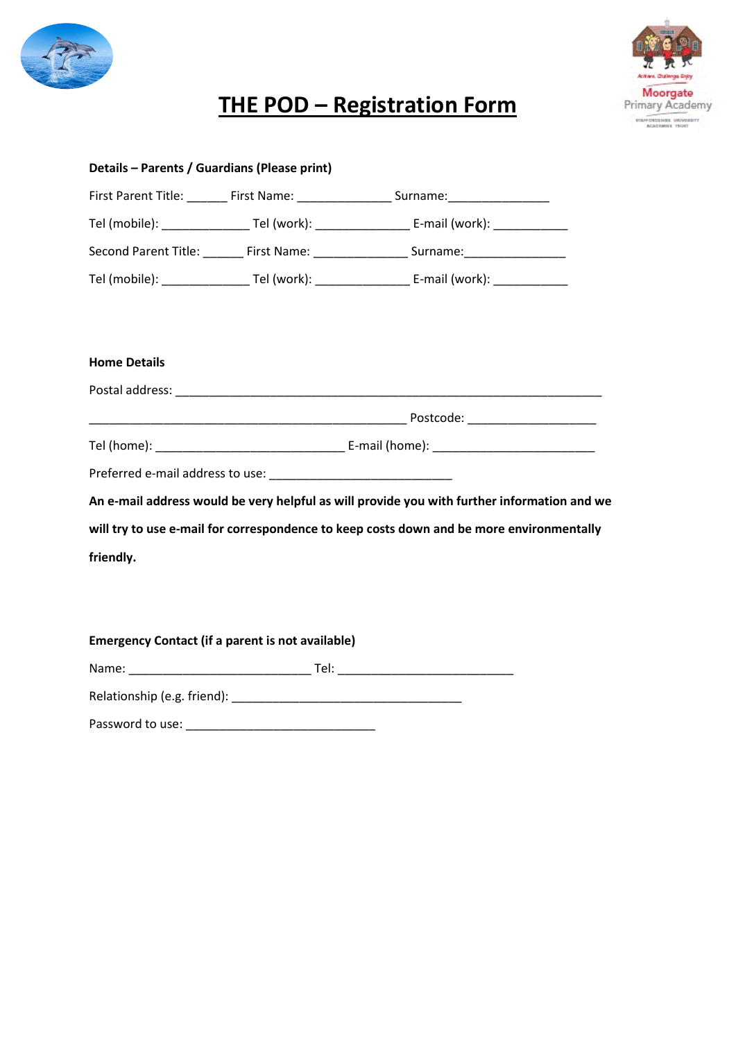# THE POD – Registration Form

**Details – Parents / Guardians (Please print)**

First Parent Title: ______ First Name: ______________ Surname:_______________

Tel (mobile): _____________ Tel (work): ______________ E-mail (work): ___________

Second Parent Title: ______ First Name: ______________ Surname:_______________

Tel (mobile): _____________ Tel (work): ______________ E-mail (work): ___________

**Home Details**

Postal address: _______________________________________________________________

_______________________________________________ Postcode: ___________________

Tel (home): ____________________________ E-mail (home): ________________________

Preferred e-mail address to use: ___________________________

**An e-mail address would be very helpful as will provide you with further information and we will try to use e-mail for correspondence to keep costs down and be more environmentally friendly.**

**Emergency Contact (if a parent is not available)**

Name: ___________________________ Tel: __________________________

Relationship (e.g. friend): __________________________________

Password to use: ____________________________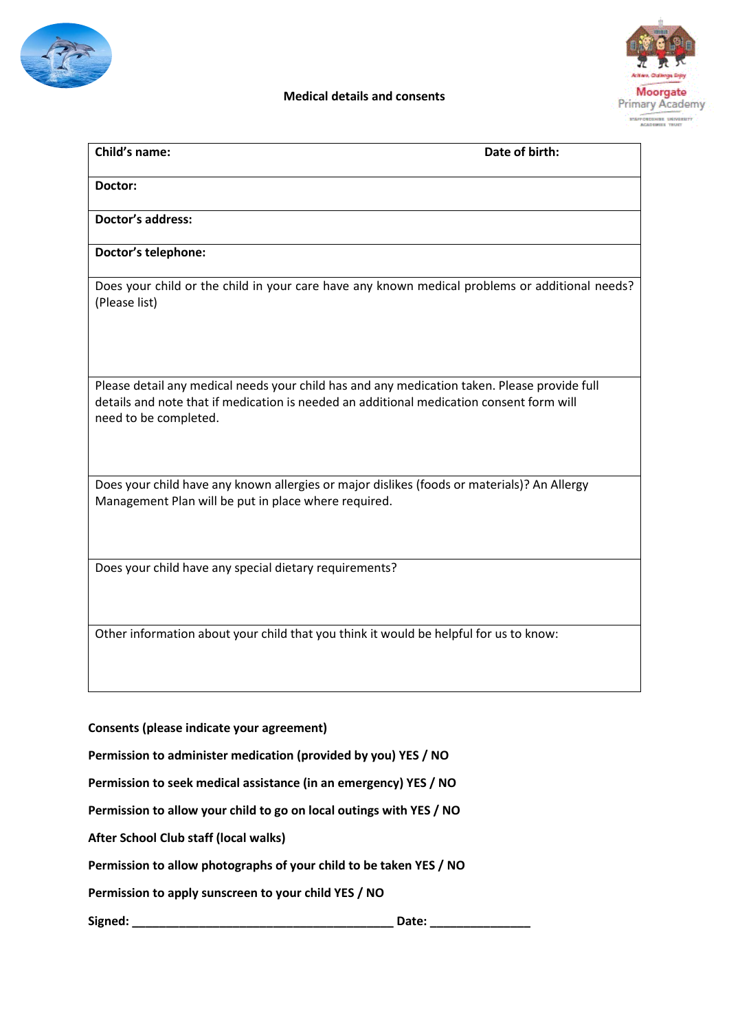## Medical details and consents

| | |
|---|---|
| **Child's name:** | **Date of birth:** |
| **Doctor:** | |
| **Doctor's address:** | |
| **Doctor's telephone:** | |
| Does your child or the child in your care have any known medical problems or additional needs? (Please list) | |
| Please detail any medical needs your child has and any medication taken. Please provide full details and note that if medication is needed an additional medication consent form will need to be completed. | |
| Does your child have any known allergies or major dislikes (foods or materials)? An Allergy Management Plan will be put in place where required. | |
| Does your child have any special dietary requirements? | |
| Other information about your child that you think it would be helpful for us to know: | |

**Consents (please indicate your agreement)**

**Permission to administer medication (provided by you) YES / NO**

**Permission to seek medical assistance (in an emergency) YES / NO**

**Permission to allow your child to go on local outings with YES / NO**

**After School Club staff (local walks)**

**Permission to allow photographs of your child to be taken YES / NO**

**Permission to apply sunscreen to your child YES / NO**

**Signed: ________________________________________ Date: _______________**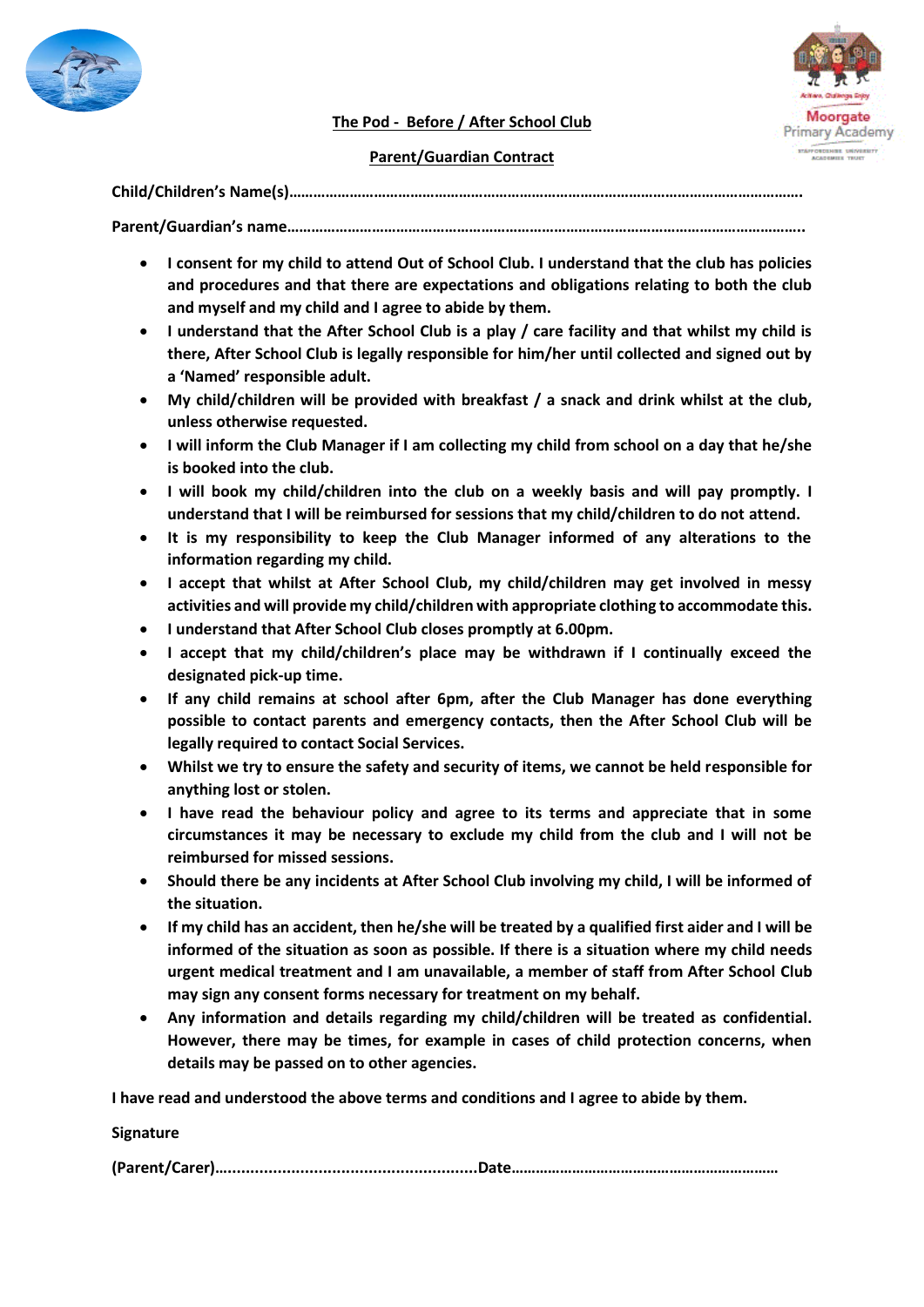## The Pod - Before / After School Club

### Parent/Guardian Contract

**Child/Children's Name(s)……………………………………………………………………………………………………………….**

**Parent/Guardian's name…………………………………………………………………………………………………………….**

- **I consent for my child to attend Out of School Club. I understand that the club has policies and procedures and that there are expectations and obligations relating to both the club and myself and my child and I agree to abide by them.**
- **I understand that the After School Club is a play / care facility and that whilst my child is there, After School Club is legally responsible for him/her until collected and signed out by a 'Named' responsible adult.**
- **My child/children will be provided with breakfast / a snack and drink whilst at the club, unless otherwise requested.**
- **I will inform the Club Manager if I am collecting my child from school on a day that he/she is booked into the club.**
- **I will book my child/children into the club on a weekly basis and will pay promptly. I understand that I will be reimbursed for sessions that my child/children to do not attend.**
- **It is my responsibility to keep the Club Manager informed of any alterations to the information regarding my child.**
- **I accept that whilst at After School Club, my child/children may get involved in messy activities and will provide my child/children with appropriate clothing to accommodate this.**
- **I understand that After School Club closes promptly at 6.00pm.**
- **I accept that my child/children's place may be withdrawn if I continually exceed the designated pick-up time.**
- **If any child remains at school after 6pm, after the Club Manager has done everything possible to contact parents and emergency contacts, then the After School Club will be legally required to contact Social Services.**
- **Whilst we try to ensure the safety and security of items, we cannot be held responsible for anything lost or stolen.**
- **I have read the behaviour policy and agree to its terms and appreciate that in some circumstances it may be necessary to exclude my child from the club and I will not be reimbursed for missed sessions.**
- **Should there be any incidents at After School Club involving my child, I will be informed of the situation.**
- **If my child has an accident, then he/she will be treated by a qualified first aider and I will be informed of the situation as soon as possible. If there is a situation where my child needs urgent medical treatment and I am unavailable, a member of staff from After School Club may sign any consent forms necessary for treatment on my behalf.**
- **Any information and details regarding my child/children will be treated as confidential. However, there may be times, for example in cases of child protection concerns, when details may be passed on to other agencies.**

**I have read and understood the above terms and conditions and I agree to abide by them.**

**Signature**

**(Parent/Carer)……………………………………………………….Date…………………………………………………………**